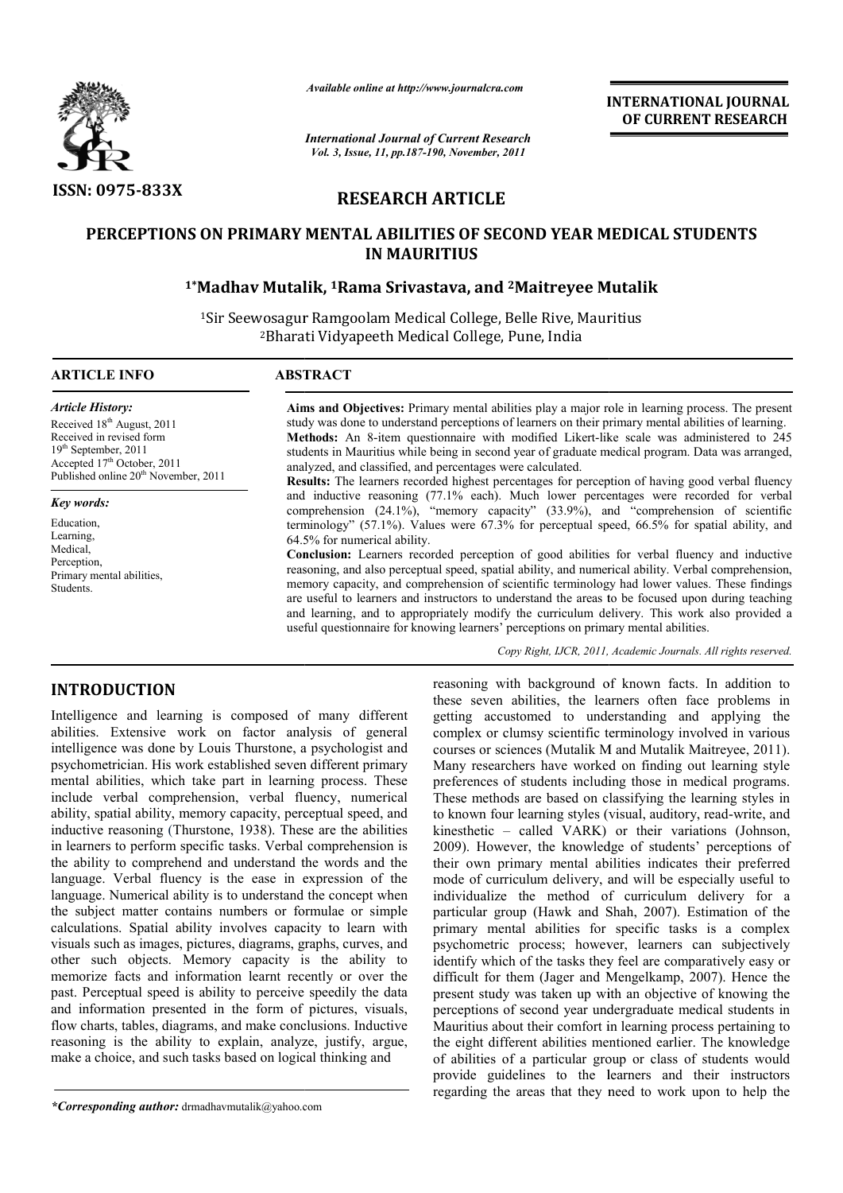Available online at http://www.journalcra.com

*International Journal of Current Research*
*Vol. 3, Issue, 11, pp.187-190, November, 2011*

**INTERNATIONAL JOURNAL OF CURRENT RESEARCH**

ISSN: 0975-833X

## RESEARCH ARTICLE

# PERCEPTIONS ON PRIMARY MENTAL ABILITIES OF SECOND YEAR MEDICAL STUDENTS IN MAURITIUS

**[1*]Madhav Mutalik, [1]Rama Srivastava, and [2]Maitreyee Mutalik**

[1]Sir Seewosagur Ramgoolam Medical College, Belle Rive, Mauritius
[2]Bharati Vidyapeeth Medical College, Pune, India

### ARTICLE INFO

*Article History:*
Received 18th August, 2011
Received in revised form 19th September, 2011
Accepted 17th October, 2011
Published online 20th November, 2011

*Key words:*
Education,
Learning,
Medical,
Perception,
Primary mental abilities,
Students.

### ABSTRACT

**Aims and Objectives:** Primary mental abilities play a major role in learning process. The present study was done to understand perceptions of learners on their primary mental abilities of learning.
**Methods:** An 8-item questionnaire with modified Likert-like scale was administered to 245 students in Mauritius while being in second year of graduate medical program. Data was arranged, analyzed, and classified, and percentages were calculated.
**Results:** The learners recorded highest percentages for perception of having good verbal fluency and inductive reasoning (77.1% each). Much lower percentages were recorded for verbal comprehension (24.1%), "memory capacity" (33.9%), and "comprehension of scientific terminology" (57.1%). Values were 67.3% for perceptual speed, 66.5% for spatial ability, and 64.5% for numerical ability.
**Conclusion:** Learners recorded perception of good abilities for verbal fluency and inductive reasoning, and also perceptual speed, spatial ability, and numerical ability. Verbal comprehension, memory capacity, and comprehension of scientific terminology had lower values. These findings are useful to learners and instructors to understand the areas to be focused upon during teaching and learning, and to appropriately modify the curriculum delivery. This work also provided a useful questionnaire for knowing learners' perceptions on primary mental abilities.

*Copy Right, IJCR, 2011, Academic Journals. All rights reserved.*

## INTRODUCTION

Intelligence and learning is composed of many different abilities. Extensive work on factor analysis of general intelligence was done by Louis Thurstone, a psychologist and psychometrician. His work established seven different primary mental abilities, which take part in learning process. These include verbal comprehension, verbal fluency, numerical ability, spatial ability, memory capacity, perceptual speed, and inductive reasoning (Thurstone, 1938). These are the abilities in learners to perform specific tasks. Verbal comprehension is the ability to comprehend and understand the words and the language. Verbal fluency is the ease in expression of the language. Numerical ability is to understand the concept when the subject matter contains numbers or formulae or simple calculations. Spatial ability involves capacity to learn with visuals such as images, pictures, diagrams, graphs, curves, and other such objects. Memory capacity is the ability to memorize facts and information learnt recently or over the past. Perceptual speed is ability to perceive speedily the data and information presented in the form of pictures, visuals, flow charts, tables, diagrams, and make conclusions. Inductive reasoning is the ability to explain, analyze, justify, argue, make a choice, and such tasks based on logical thinking and reasoning with background of known facts. In addition to these seven abilities, the learners often face problems in getting accustomed to understanding and applying the complex or clumsy scientific terminology involved in various courses or sciences (Mutalik M and Mutalik Maitreyee, 2011). Many researchers have worked on finding out learning style preferences of students including those in medical programs. These methods are based on classifying the learning styles in to known four learning styles (visual, auditory, read-write, and kinesthetic – called VARK) or their variations (Johnson, 2009). However, the knowledge of students' perceptions of their own primary mental abilities indicates their preferred mode of curriculum delivery, and will be especially useful to individualize the method of curriculum delivery for a particular group (Hawk and Shah, 2007). Estimation of the primary mental abilities for specific tasks is a complex psychometric process; however, learners can subjectively identify which of the tasks they feel are comparatively easy or difficult for them (Jager and Mengelkamp, 2007). Hence the present study was taken up with an objective of knowing the perceptions of second year undergraduate medical students in Mauritius about their comfort in learning process pertaining to the eight different abilities mentioned earlier. The knowledge of abilities of a particular group or class of students would provide guidelines to the learners and their instructors regarding the areas that they need to work upon to help the

**\*Corresponding author:** drmadhavmutalik@yahoo.com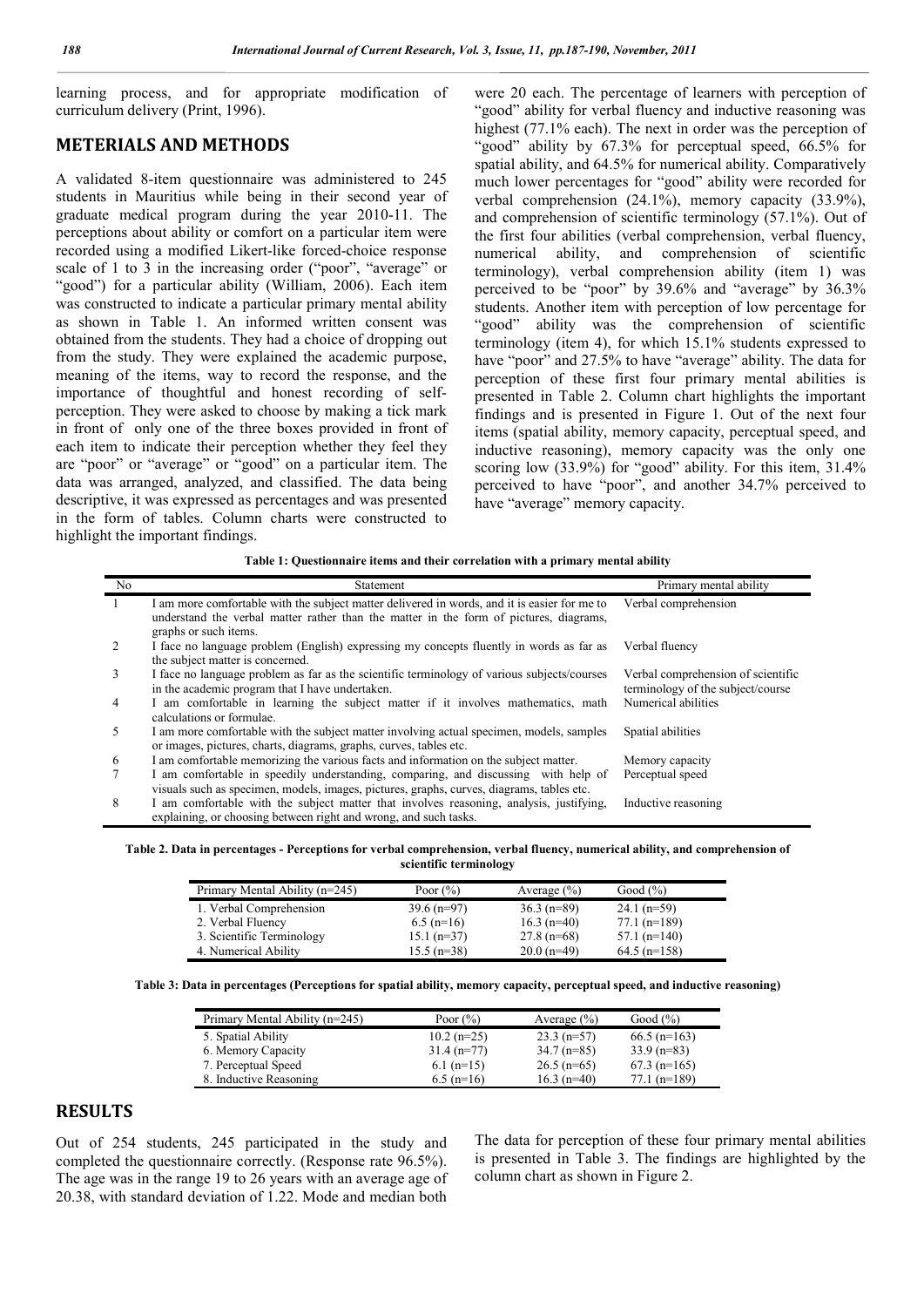learning process, and for appropriate modification of curriculum delivery (Print, 1996).

## METERIALS AND METHODS

A validated 8-item questionnaire was administered to 245 students in Mauritius while being in their second year of graduate medical program during the year 2010-11. The perceptions about ability or comfort on a particular item were recorded using a modified Likert-like forced-choice response scale of 1 to 3 in the increasing order ("poor", "average" or "good") for a particular ability (William, 2006). Each item was constructed to indicate a particular primary mental ability as shown in Table 1. An informed written consent was obtained from the students. They had a choice of dropping out from the study. They were explained the academic purpose, meaning of the items, way to record the response, and the importance of thoughtful and honest recording of self-perception. They were asked to choose by making a tick mark in front of only one of the three boxes provided in front of each item to indicate their perception whether they feel they are "poor" or "average" or "good" on a particular item. The data was arranged, analyzed, and classified. The data being descriptive, it was expressed as percentages and was presented in the form of tables. Column charts were constructed to highlight the important findings.

**Table 1: Questionnaire items and their correlation with a primary mental ability**

| No | Statement | Primary mental ability |
|---|---|---|
| 1 | I am more comfortable with the subject matter delivered in words, and it is easier for me to understand the verbal matter rather than the matter in the form of pictures, diagrams, graphs or such items. | Verbal comprehension |
| 2 | I face no language problem (English) expressing my concepts fluently in words as far as the subject matter is concerned. | Verbal fluency |
| 3 | I face no language problem as far as the scientific terminology of various subjects/courses in the academic program that I have undertaken. | Verbal comprehension of scientific terminology of the subject/course |
| 4 | I am comfortable in learning the subject matter if it involves mathematics, math calculations or formulae. | Numerical abilities |
| 5 | I am more comfortable with the subject matter involving actual specimen, models, samples or images, pictures, charts, diagrams, graphs, curves, tables etc. | Spatial abilities |
| 6 | I am comfortable memorizing the various facts and information on the subject matter. | Memory capacity |
| 7 | I am comfortable in speedily understanding, comparing, and discussing with help of visuals such as specimen, models, images, pictures, graphs, curves, diagrams, tables etc. | Perceptual speed |
| 8 | I am comfortable with the subject matter that involves reasoning, analysis, justifying, explaining, or choosing between right and wrong, and such tasks. | Inductive reasoning |

## RESULTS

Out of 254 students, 245 participated in the study and completed the questionnaire correctly. (Response rate 96.5%). The age was in the range 19 to 26 years with an average age of 20.38, with standard deviation of 1.22. Mode and median both were 20 each. The percentage of learners with perception of "good" ability for verbal fluency and inductive reasoning was highest (77.1% each). The next in order was the perception of "good" ability by 67.3% for perceptual speed, 66.5% for spatial ability, and 64.5% for numerical ability. Comparatively much lower percentages for "good" ability were recorded for verbal comprehension (24.1%), memory capacity (33.9%), and comprehension of scientific terminology (57.1%). Out of the first four abilities (verbal comprehension, verbal fluency, numerical ability, and comprehension of scientific terminology), verbal comprehension ability (item 1) was perceived to be "poor" by 39.6% and "average" by 36.3% students. Another item with perception of low percentage for "good" ability was the comprehension of scientific terminology (item 4), for which 15.1% students expressed to have "poor" and 27.5% to have "average" ability. The data for perception of these first four primary mental abilities is presented in Table 2. Column chart highlights the important findings and is presented in Figure 1. Out of the next four items (spatial ability, memory capacity, perceptual speed, and inductive reasoning), memory capacity was the only one scoring low (33.9%) for "good" ability. For this item, 31.4% perceived to have "poor", and another 34.7% perceived to have "average" memory capacity.

**Table 2. Data in percentages - Perceptions for verbal comprehension, verbal fluency, numerical ability, and comprehension of scientific terminology**

| Primary Mental Ability (n=245) | Poor (%) | Average (%) | Good (%) |
|---|---|---|---|
| 1. Verbal Comprehension | 39.6 (n=97) | 36.3 (n=89) | 24.1 (n=59) |
| 2. Verbal Fluency | 6.5 (n=16) | 16.3 (n=40) | 77.1 (n=189) |
| 3. Scientific Terminology | 15.1 (n=37) | 27.8 (n=68) | 57.1 (n=140) |
| 4. Numerical Ability | 15.5 (n=38) | 20.0 (n=49) | 64.5 (n=158) |

**Table 3: Data in percentages (Perceptions for spatial ability, memory capacity, perceptual speed, and inductive reasoning)**

| Primary Mental Ability (n=245) | Poor (%) | Average (%) | Good (%) |
|---|---|---|---|
| 5. Spatial Ability | 10.2 (n=25) | 23.3 (n=57) | 66.5 (n=163) |
| 6. Memory Capacity | 31.4 (n=77) | 34.7 (n=85) | 33.9 (n=83) |
| 7. Perceptual Speed | 6.1 (n=15) | 26.5 (n=65) | 67.3 (n=165) |
| 8. Inductive Reasoning | 6.5 (n=16) | 16.3 (n=40) | 77.1 (n=189) |

The data for perception of these four primary mental abilities is presented in Table 3. The findings are highlighted by the column chart as shown in Figure 2.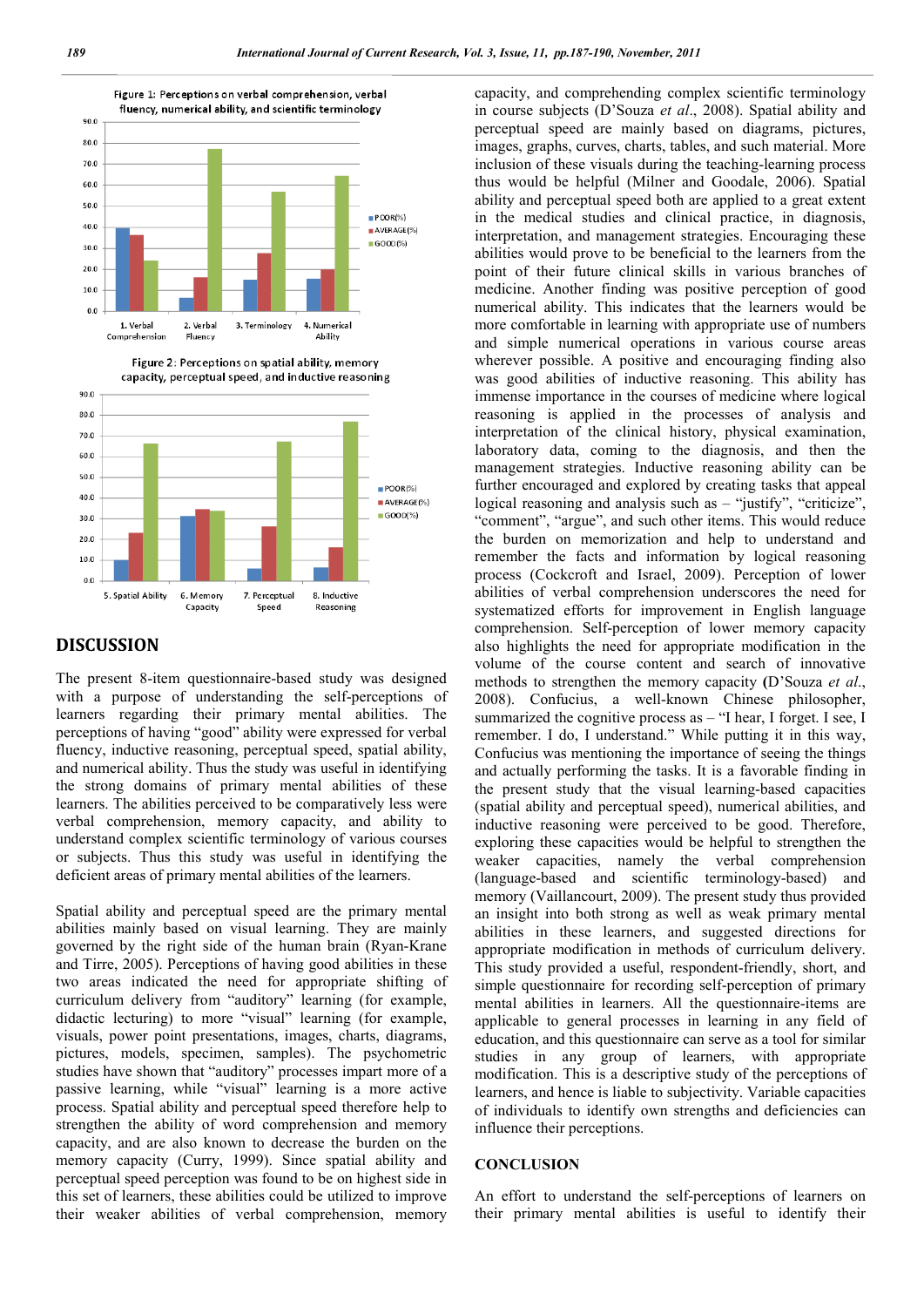Figure 1: Perceptions on verbal comprehension, verbal fluency, numerical ability, and scientific terminology

Figure 2: Perceptions on spatial ability, memory capacity, perceptual speed, and inductive reasoning

## DISCUSSION

The present 8-item questionnaire-based study was designed with a purpose of understanding the self-perceptions of learners regarding their primary mental abilities. The perceptions of having "good" ability were expressed for verbal fluency, inductive reasoning, perceptual speed, spatial ability, and numerical ability. Thus the study was useful in identifying the strong domains of primary mental abilities of these learners. The abilities perceived to be comparatively less were verbal comprehension, memory capacity, and ability to understand complex scientific terminology of various courses or subjects. Thus this study was useful in identifying the deficient areas of primary mental abilities of the learners.

Spatial ability and perceptual speed are the primary mental abilities mainly based on visual learning. They are mainly governed by the right side of the human brain (Ryan-Krane and Tirre, 2005). Perceptions of having good abilities in these two areas indicated the need for appropriate shifting of curriculum delivery from "auditory" learning (for example, didactic lecturing) to more "visual" learning (for example, visuals, power point presentations, images, charts, diagrams, pictures, models, specimen, samples). The psychometric studies have shown that "auditory" processes impart more of a passive learning, while "visual" learning is a more active process. Spatial ability and perceptual speed therefore help to strengthen the ability of word comprehension and memory capacity, and are also known to decrease the burden on the memory capacity (Curry, 1999). Since spatial ability and perceptual speed perception was found to be on highest side in this set of learners, these abilities could be utilized to improve their weaker abilities of verbal comprehension, memory capacity, and comprehending complex scientific terminology in course subjects (D'Souza *et al*., 2008). Spatial ability and perceptual speed are mainly based on diagrams, pictures, images, graphs, curves, charts, tables, and such material. More inclusion of these visuals during the teaching-learning process thus would be helpful (Milner and Goodale, 2006). Spatial ability and perceptual speed both are applied to a great extent in the medical studies and clinical practice, in diagnosis, interpretation, and management strategies. Encouraging these abilities would prove to be beneficial to the learners from the point of their future clinical skills in various branches of medicine. Another finding was positive perception of good numerical ability. This indicates that the learners would be more comfortable in learning with appropriate use of numbers and simple numerical operations in various course areas wherever possible. A positive and encouraging finding also was good abilities of inductive reasoning. This ability has immense importance in the courses of medicine where logical reasoning is applied in the processes of analysis and interpretation of the clinical history, physical examination, laboratory data, coming to the diagnosis, and then the management strategies. Inductive reasoning ability can be further encouraged and explored by creating tasks that appeal logical reasoning and analysis such as – "justify", "criticize", "comment", "argue", and such other items. This would reduce the burden on memorization and help to understand and remember the facts and information by logical reasoning process (Cockcroft and Israel, 2009). Perception of lower abilities of verbal comprehension underscores the need for systematized efforts for improvement in English language comprehension. Self-perception of lower memory capacity also highlights the need for appropriate modification in the volume of the course content and search of innovative methods to strengthen the memory capacity **(**D'Souza *et al*., 2008). Confucius, a well-known Chinese philosopher, summarized the cognitive process as – "I hear, I forget. I see, I remember. I do, I understand." While putting it in this way, Confucius was mentioning the importance of seeing the things and actually performing the tasks. It is a favorable finding in the present study that the visual learning-based capacities (spatial ability and perceptual speed), numerical abilities, and inductive reasoning were perceived to be good. Therefore, exploring these capacities would be helpful to strengthen the weaker capacities, namely the verbal comprehension (language-based and scientific terminology-based) and memory (Vaillancourt, 2009). The present study thus provided an insight into both strong as well as weak primary mental abilities in these learners, and suggested directions for appropriate modification in methods of curriculum delivery. This study provided a useful, respondent-friendly, short, and simple questionnaire for recording self-perception of primary mental abilities in learners. All the questionnaire-items are applicable to general processes in learning in any field of education, and this questionnaire can serve as a tool for similar studies in any group of learners, with appropriate modification. This is a descriptive study of the perceptions of learners, and hence is liable to subjectivity. Variable capacities of individuals to identify own strengths and deficiencies can influence their perceptions.

## CONCLUSION

An effort to understand the self-perceptions of learners on their primary mental abilities is useful to identify their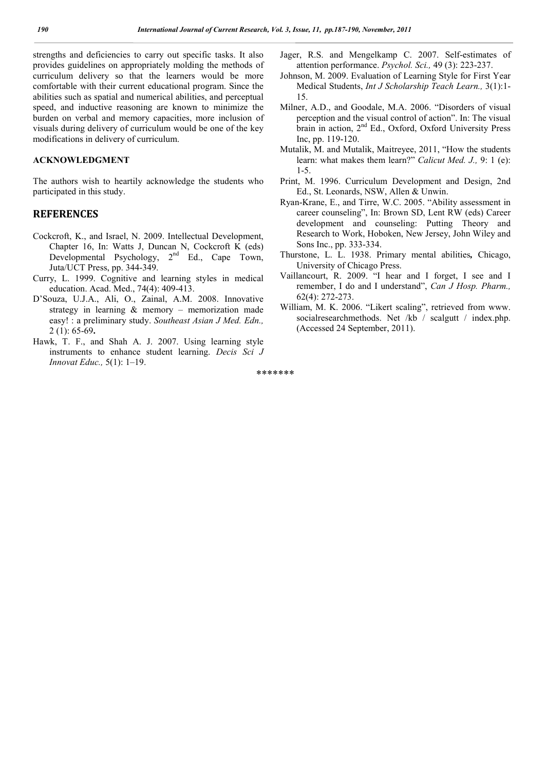strengths and deficiencies to carry out specific tasks. It also provides guidelines on appropriately molding the methods of curriculum delivery so that the learners would be more comfortable with their current educational program. Since the abilities such as spatial and numerical abilities, and perceptual speed, and inductive reasoning are known to minimize the burden on verbal and memory capacities, more inclusion of visuals during delivery of curriculum would be one of the key modifications in delivery of curriculum.

## ACKNOWLEDGMENT

The authors wish to heartily acknowledge the students who participated in this study.

## REFERENCES

Cockcroft, K., and Israel, N. 2009. Intellectual Development, Chapter 16, In: Watts J, Duncan N, Cockcroft K (eds) Developmental Psychology, 2nd Ed., Cape Town, Juta/UCT Press, pp. 344-349.

Curry, L. 1999. Cognitive and learning styles in medical education. Acad. Med., 74(4): 409-413.

D'Souza, U.J.A., Ali, O., Zainal, A.M. 2008. Innovative strategy in learning & memory – memorization made easy! : a preliminary study. *Southeast Asian J Med. Edn.,* 2 (1): 65-69**.**

Hawk, T. F., and Shah A. J. 2007. Using learning style instruments to enhance student learning. *Decis Sci J Innovat Educ.,* 5(1): 1–19.

Jager, R.S. and Mengelkamp C. 2007. Self-estimates of attention performance. *Psychol. Sci.,* 49 (3): 223-237.

Johnson, M. 2009. Evaluation of Learning Style for First Year Medical Students, *Int J Scholarship Teach Learn.,* 3(1):1-15.

Milner, A.D., and Goodale, M.A. 2006. "Disorders of visual perception and the visual control of action". In: The visual brain in action, 2nd Ed., Oxford, Oxford University Press Inc, pp. 119-120.

Mutalik, M. and Mutalik, Maitreyee, 2011, "How the students learn: what makes them learn?" *Calicut Med. J.,* 9: 1 (e): 1-5.

Print, M. 1996. Curriculum Development and Design, 2nd Ed., St. Leonards, NSW, Allen & Unwin.

Ryan-Krane, E., and Tirre, W.C. 2005. "Ability assessment in career counseling", In: Brown SD, Lent RW (eds) Career development and counseling: Putting Theory and Research to Work, Hoboken, New Jersey, John Wiley and Sons Inc., pp. 333-334.

Thurstone, L. L. 1938. Primary mental abilities**,** Chicago, University of Chicago Press.

Vaillancourt, R. 2009. "I hear and I forget, I see and I remember, I do and I understand", *Can J Hosp. Pharm.,* 62(4): 272-273.

William, M. K. 2006. "Likert scaling", retrieved from www. socialresearchmethods. Net /kb / scalgutt / index.php. (Accessed 24 September, 2011).

\*\*\*\*\*\*\*